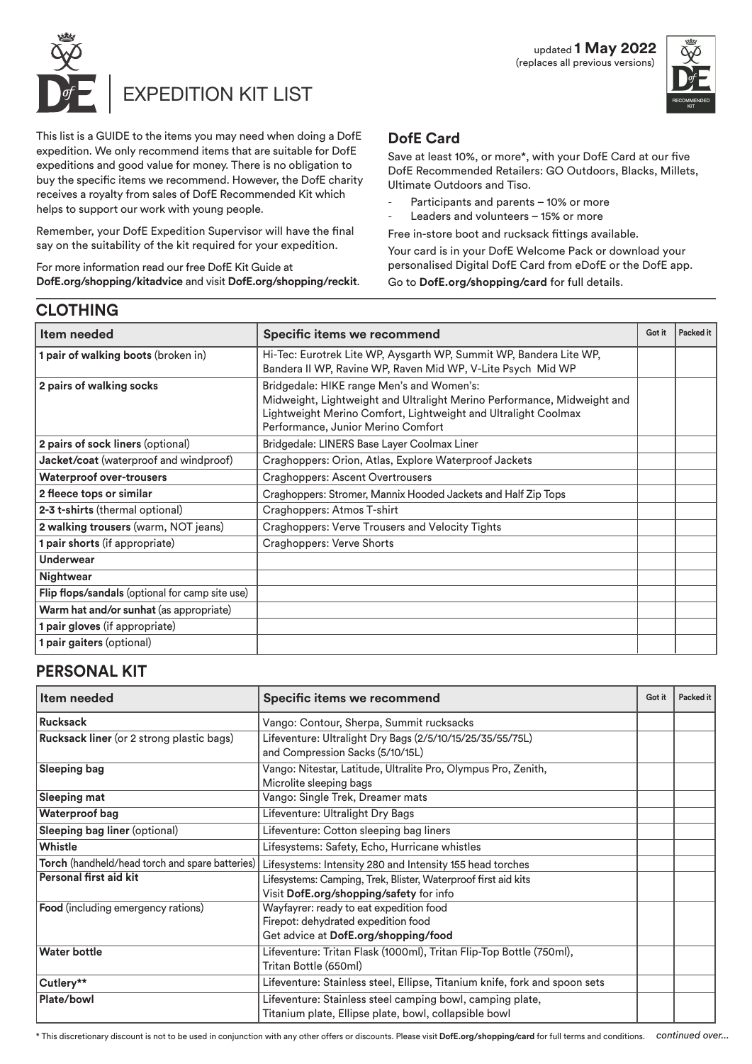updated **1 May 2022**
(replaces all previous versions)

# EXPEDITION KIT LIST

This list is a GUIDE to the items you may need when doing a DofE expedition. We only recommend items that are suitable for DofE expeditions and good value for money. There is no obligation to buy the specific items we recommend. However, the DofE charity receives a royalty from sales of DofE Recommended Kit which helps to support our work with young people.

Remember, your DofE Expedition Supervisor will have the final say on the suitability of the kit required for your expedition.

For more information read our free DofE Kit Guide at **DofE.org/shopping/kitadvice** and visit **DofE.org/shopping/reckit**.

## DofE Card

Save at least 10%, or more*, with your DofE Card at our five DofE Recommended Retailers: GO Outdoors, Blacks, Millets, Ultimate Outdoors and Tiso.

- Participants and parents – 10% or more
- Leaders and volunteers – 15% or more

Free in-store boot and rucksack fittings available.

Your card is in your DofE Welcome Pack or download your personalised Digital DofE Card from eDofE or the DofE app.

Go to **DofE.org/shopping/card** for full details.

## CLOTHING

| Item needed | Specific items we recommend | Got it | Packed it |
|---|---|---|---|
| **1 pair of walking boots** (broken in) | Hi-Tec: Eurotrek Lite WP, Aysgarth WP, Summit WP, Bandera Lite WP, Bandera II WP, Ravine WP, Raven Mid WP, V-Lite Psych Mid WP | | |
| **2 pairs of walking socks** | Bridgedale: HIKE range Men's and Women's: Midweight, Lightweight and Ultralight Merino Performance, Midweight and Lightweight Merino Comfort, Lightweight and Ultralight Coolmax Performance, Junior Merino Comfort | | |
| **2 pairs of sock liners** (optional) | Bridgedale: LINERS Base Layer Coolmax Liner | | |
| **Jacket/coat** (waterproof and windproof) | Craghoppers: Orion, Atlas, Explore Waterproof Jackets | | |
| **Waterproof over-trousers** | Craghoppers: Ascent Overtrousers | | |
| **2 fleece tops or similar** | Craghoppers: Stromer, Mannix Hooded Jackets and Half Zip Tops | | |
| **2-3 t-shirts** (thermal optional) | Craghoppers: Atmos T-shirt | | |
| **2 walking trousers** (warm, NOT jeans) | Craghoppers: Verve Trousers and Velocity Tights | | |
| **1 pair shorts** (if appropriate) | Craghoppers: Verve Shorts | | |
| **Underwear** | | | |
| **Nightwear** | | | |
| **Flip flops/sandals** (optional for camp site use) | | | |
| **Warm hat and/or sunhat** (as appropriate) | | | |
| **1 pair gloves** (if appropriate) | | | |
| **1 pair gaiters** (optional) | | | |

## PERSONAL KIT

| Item needed | Specific items we recommend | Got it | Packed it |
|---|---|---|---|
| **Rucksack** | Vango: Contour, Sherpa, Summit rucksacks | | |
| **Rucksack liner** (or 2 strong plastic bags) | Lifeventure: Ultralight Dry Bags (2/5/10/15/25/35/55/75L) and Compression Sacks (5/10/15L) | | |
| **Sleeping bag** | Vango: Nitestar, Latitude, Ultralite Pro, Olympus Pro, Zenith, Microlite sleeping bags | | |
| **Sleeping mat** | Vango: Single Trek, Dreamer mats | | |
| **Waterproof bag** | Lifeventure: Ultralight Dry Bags | | |
| **Sleeping bag liner** (optional) | Lifeventure: Cotton sleeping bag liners | | |
| **Whistle** | Lifesystems: Safety, Echo, Hurricane whistles | | |
| **Torch** (handheld/head torch and spare batteries) | Lifesystems: Intensity 280 and Intensity 155 head torches | | |
| **Personal first aid kit** | Lifesystems: Camping, Trek, Blister, Waterproof first aid kits Visit **DofE.org/shopping/safety** for info | | |
| **Food** (including emergency rations) | Wayfayrer: ready to eat expedition food Firepot: dehydrated expedition food Get advice at **DofE.org/shopping/food** | | |
| **Water bottle** | Lifeventure: Tritan Flask (1000ml), Tritan Flip-Top Bottle (750ml), Tritan Bottle (650ml) | | |
| **Cutlery**** | Lifeventure: Stainless steel, Ellipse, Titanium knife, fork and spoon sets | | |
| **Plate/bowl** | Lifeventure: Stainless steel camping bowl, camping plate, Titanium plate, Ellipse plate, bowl, collapsible bowl | | |

* This discretionary discount is not to be used in conjunction with any other offers or discounts. Please visit **DofE.org/shopping/card** for full terms and conditions.

*continued over...*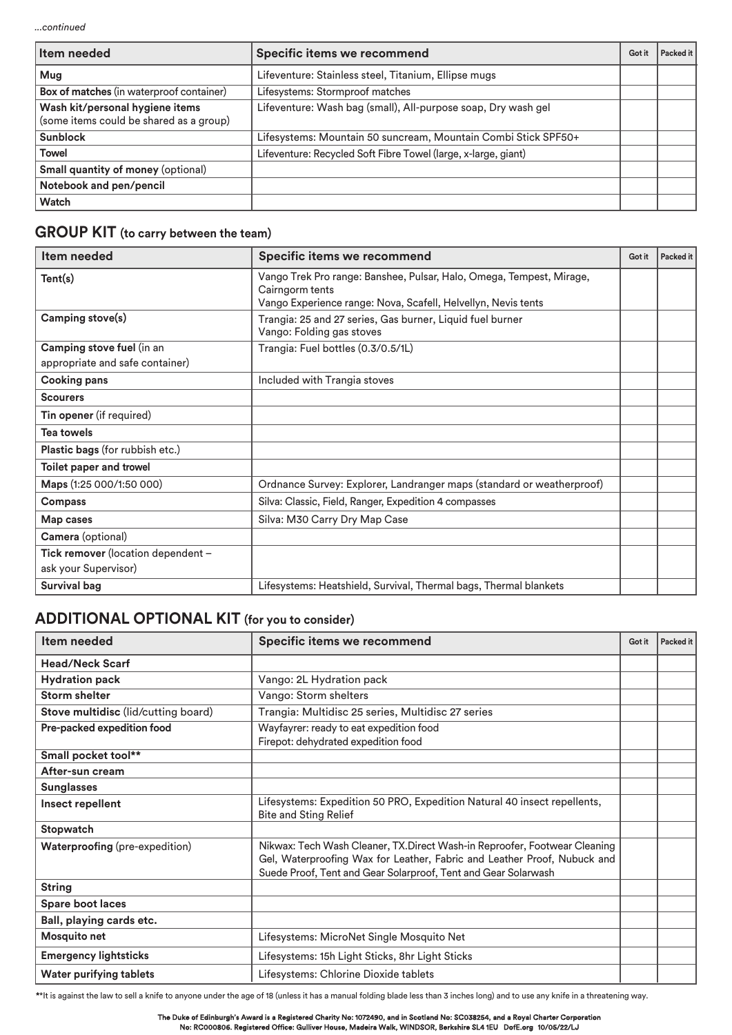*...continued*

| Item needed | Specific items we recommend | Got it | Packed it |
|---|---|---|---|
| **Mug** | Lifeventure: Stainless steel, Titanium, Ellipse mugs | | |
| **Box of matches** (in waterproof container) | Lifesystems: Stormproof matches | | |
| **Wash kit/personal hygiene items** (some items could be shared as a group) | Lifeventure: Wash bag (small), All-purpose soap, Dry wash gel | | |
| **Sunblock** | Lifesystems: Mountain 50 suncream, Mountain Combi Stick SPF50+ | | |
| **Towel** | Lifeventure: Recycled Soft Fibre Towel (large, x-large, giant) | | |
| **Small quantity of money** (optional) | | | |
| **Notebook and pen/pencil** | | | |
| **Watch** | | | |

## GROUP KIT (to carry between the team)

| Item needed | Specific items we recommend | Got it | Packed it |
|---|---|---|---|
| **Tent(s)** | Vango Trek Pro range: Banshee, Pulsar, Halo, Omega, Tempest, Mirage, Cairngorm tents<br>Vango Experience range: Nova, Scafell, Helvellyn, Nevis tents | | |
| **Camping stove(s)** | Trangia: 25 and 27 series, Gas burner, Liquid fuel burner<br>Vango: Folding gas stoves | | |
| **Camping stove fuel** (in an appropriate and safe container) | Trangia: Fuel bottles (0.3/0.5/1L) | | |
| **Cooking pans** | Included with Trangia stoves | | |
| **Scourers** | | | |
| **Tin opener** (if required) | | | |
| **Tea towels** | | | |
| **Plastic bags** (for rubbish etc.) | | | |
| **Toilet paper and trowel** | | | |
| **Maps** (1:25 000/1:50 000) | Ordnance Survey: Explorer, Landranger maps (standard or weatherproof) | | |
| **Compass** | Silva: Classic, Field, Ranger, Expedition 4 compasses | | |
| **Map cases** | Silva: M30 Carry Dry Map Case | | |
| **Camera** (optional) | | | |
| **Tick remover** (location dependent – ask your Supervisor) | | | |
| **Survival bag** | Lifesystems: Heatshield, Survival, Thermal bags, Thermal blankets | | |

## ADDITIONAL OPTIONAL KIT (for you to consider)

| Item needed | Specific items we recommend | Got it | Packed it |
|---|---|---|---|
| **Head/Neck Scarf** | | | |
| **Hydration pack** | Vango: 2L Hydration pack | | |
| **Storm shelter** | Vango: Storm shelters | | |
| **Stove multidisc** (lid/cutting board) | Trangia: Multidisc 25 series, Multidisc 27 series | | |
| **Pre-packed expedition food** | Wayfayrer: ready to eat expedition food<br>Firepot: dehydrated expedition food | | |
| **Small pocket tool**** | | | |
| **After-sun cream** | | | |
| **Sunglasses** | | | |
| **Insect repellent** | Lifesystems: Expedition 50 PRO, Expedition Natural 40 insect repellents, Bite and Sting Relief | | |
| **Stopwatch** | | | |
| **Waterproofing** (pre-expedition) | Nikwax: Tech Wash Cleaner, TX.Direct Wash-in Reproofer, Footwear Cleaning Gel, Waterproofing Wax for Leather, Fabric and Leather Proof, Nubuck and Suede Proof, Tent and Gear Solarproof, Tent and Gear Solarwash | | |
| **String** | | | |
| **Spare boot laces** | | | |
| **Ball, playing cards etc.** | | | |
| **Mosquito net** | Lifesystems: MicroNet Single Mosquito Net | | |
| **Emergency lightsticks** | Lifesystems: 15h Light Sticks, 8hr Light Sticks | | |
| **Water purifying tablets** | Lifesystems: Chlorine Dioxide tablets | | |

**It is against the law to sell a knife to anyone under the age of 18 (unless it has a manual folding blade less than 3 inches long) and to use any knife in a threatening way.

The Duke of Edinburgh's Award is a Registered Charity No: 1072490, and in Scotland No: SC038254, and a Royal Charter Corporation No: RC000806. Registered Office: Gulliver House, Madeira Walk, WINDSOR, Berkshire SL4 1EU DofE.org 10/05/22/LJ